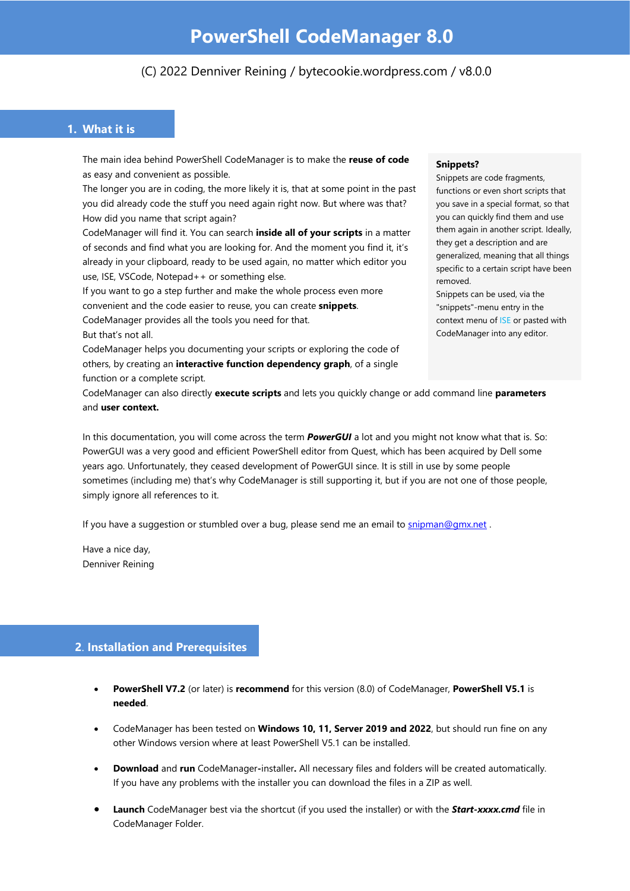# PowerShell CodeManager 8.0

(C) 2022 Denniver Reining / bytecookie.wordpress.com / v8.0.0

## 1. What it is

The main idea behind PowerShell CodeManager is to make the **reuse of code** as easy and convenient as possible.
The longer you are in coding, the more likely it is, that at some point in the past you did already code the stuff you need again right now. But where was that? How did you name that script again?
CodeManager will find it. You can search **inside all of your scripts** in a matter of seconds and find what you are looking for. And the moment you find it, it's already in your clipboard, ready to be used again, no matter which editor you use, ISE, VSCode, Notepad++ or something else.
If you want to go a step further and make the whole process even more convenient and the code easier to reuse, you can create **snippets**.
CodeManager provides all the tools you need for that.
But that's not all.
CodeManager helps you documenting your scripts or exploring the code of others, by creating an **interactive function dependency graph**, of a single function or a complete script.
CodeManager can also directly **execute scripts** and lets you quickly change or add command line **parameters** and **user context.**

> **Snippets?**
> Snippets are code fragments, functions or even short scripts that you save in a special format, so that you can quickly find them and use them again in another script. Ideally, they get a description and are generalized, meaning that all things specific to a certain script have been removed.
> Snippets can be used, via the "snippets"-menu entry in the context menu of ISE or pasted with CodeManager into any editor.

In this documentation, you will come across the term ***PowerGUI*** a lot and you might not know what that is. So: PowerGUI was a very good and efficient PowerShell editor from Quest, which has been acquired by Dell some years ago. Unfortunately, they ceased development of PowerGUI since. It is still in use by some people sometimes (including me) that's why CodeManager is still supporting it, but if you are not one of those people, simply ignore all references to it.

If you have a suggestion or stumbled over a bug, please send me an email to snipman@gmx.net .

Have a nice day,
Denniver Reining

## 2. Installation and Prerequisites

- **PowerShell V7.2** (or later) is **recommend** for this version (8.0) of CodeManager, **PowerShell V5.1** is **needed**.
- CodeManager has been tested on **Windows 10, 11, Server 2019 and 2022**, but should run fine on any other Windows version where at least PowerShell V5.1 can be installed.
- **Download** and **run** CodeManager-installer**.** All necessary files and folders will be created automatically. If you have any problems with the installer you can download the files in a ZIP as well.
- **Launch** CodeManager best via the shortcut (if you used the installer) or with the ***Start-xxxx.cmd*** file in CodeManager Folder.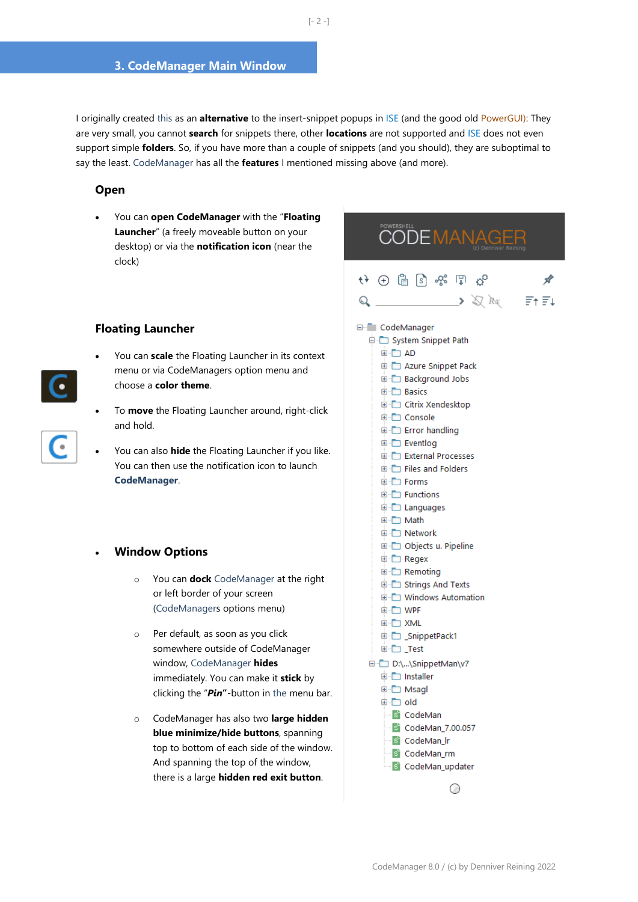## 3. CodeManager Main Window

I originally created this as an **alternative** to the insert-snippet popups in ISE (and the good old PowerGUI): They are very small, you cannot **search** for snippets there, other **locations** are not supported and ISE does not even support simple **folders**. So, if you have more than a couple of snippets (and you should), they are suboptimal to say the least. CodeManager has all the **features** I mentioned missing above (and more).

### Open

- You can **open CodeManager** with the "**Floating Launcher**" (a freely moveable button on your desktop) or via the **notification icon** (near the clock)

### Floating Launcher

- You can **scale** the Floating Launcher in its context menu or via CodeManagers option menu and choose a **color theme**.
- To **move** the Floating Launcher around, right-click and hold.
- You can also **hide** the Floating Launcher if you like. You can then use the notification icon to launch **CodeManager**.

- **Window Options**
  - You can **dock** CodeManager at the right or left border of your screen (CodeManagers options menu)
  - Per default, as soon as you click somewhere outside of CodeManager window, CodeManager **hides** immediately. You can make it **stick** by clicking the "***Pin***"-button in the menu bar.
  - CodeManager has also two **large hidden blue minimize/hide buttons**, spanning top to bottom of each side of the window. And spanning the top of the window, there is a large **hidden red exit button**.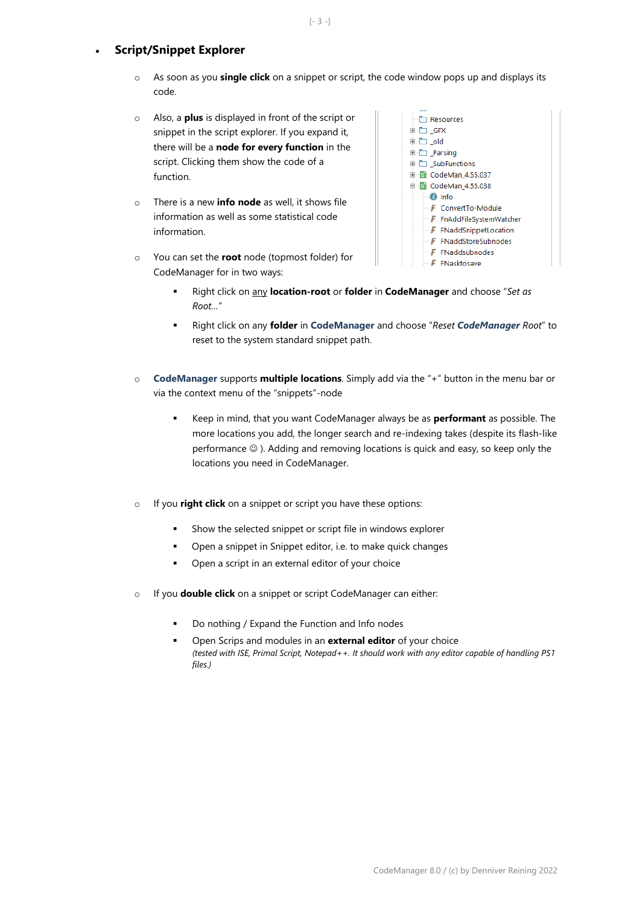- **Script/Snippet Explorer**
    - As soon as you **single click** on a snippet or script, the code window pops up and displays its code.
    - Also, a **plus** is displayed in front of the script or snippet in the script explorer. If you expand it, there will be a **node for every function** in the script. Clicking them show the code of a function.
    - There is a new **info node** as well, it shows file information as well as some statistical code information.
    - You can set the **root** node (topmost folder) for CodeManager for in two ways:
        - Right click on <u>any</u> **location-root** or **folder** in **CodeManager** and choose "*Set as Root…*"
        - Right click on any **folder** in **CodeManager** and choose "*Reset **CodeManager** Root*" to reset to the system standard snippet path.
    - **CodeManager** supports **multiple locations**. Simply add via the "+" button in the menu bar or via the context menu of the "snippets"-node
        - Keep in mind, that you want CodeManager always be as **performant** as possible. The more locations you add, the longer search and re-indexing takes (despite its flash-like performance ☺ ). Adding and removing locations is quick and easy, so keep only the locations you need in CodeManager.
    - If you **right click** on a snippet or script you have these options:
        - Show the selected snippet or script file in windows explorer
        - Open a snippet in Snippet editor, i.e. to make quick changes
        - Open a script in an external editor of your choice
    - If you **double click** on a snippet or script CodeManager can either:
        - Do nothing / Expand the Function and Info nodes
        - Open Scrips and modules in an **external editor** of your choice
          *(tested with ISE, Primal Script, Notepad++. It should work with any editor capable of handling PS1 files.)*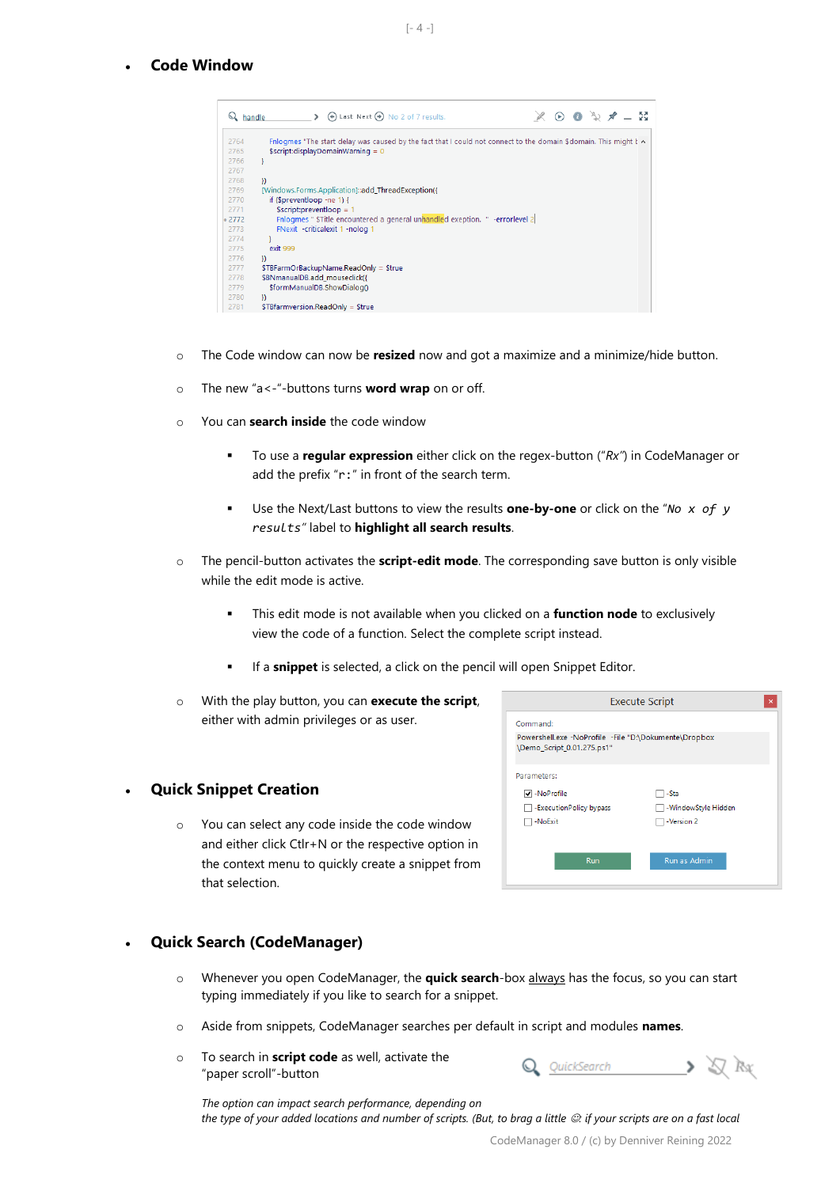- ## Code Window

  - The Code window can now be **resized** now and got a maximize and a minimize/hide button.
  - The new "a<-"-buttons turns **word wrap** on or off.
  - You can **search inside** the code window
    - To use a **regular expression** either click on the regex-button ("*Rx*") in CodeManager or add the prefix "`r:`" in front of the search term.
    - Use the Next/Last buttons to view the results **one-by-one** or click on the "*`No x of y results`*" label to **highlight all search results**.
  - The pencil-button activates the **script-edit mode**. The corresponding save button is only visible while the edit mode is active.
    - This edit mode is not available when you clicked on a **function node** to exclusively view the code of a function. Select the complete script instead.
    - If a **snippet** is selected, a click on the pencil will open Snippet Editor.
  - With the play button, you can **execute the script**, either with admin privileges or as user.

- ## Quick Snippet Creation

  - You can select any code inside the code window and either click Ctrl+N or the respective option in the context menu to quickly create a snippet from that selection.

- ## Quick Search (CodeManager)

  - Whenever you open CodeManager, the **quick search**-box always has the focus, so you can start typing immediately if you like to search for a snippet.
  - Aside from snippets, CodeManager searches per default in script and modules **names**.
  - To search in **script code** as well, activate the "paper scroll"-button

  *The option can impact search performance, depending on the type of your added locations and number of scripts. (But, to brag a little ☺: if your scripts are on a fast local*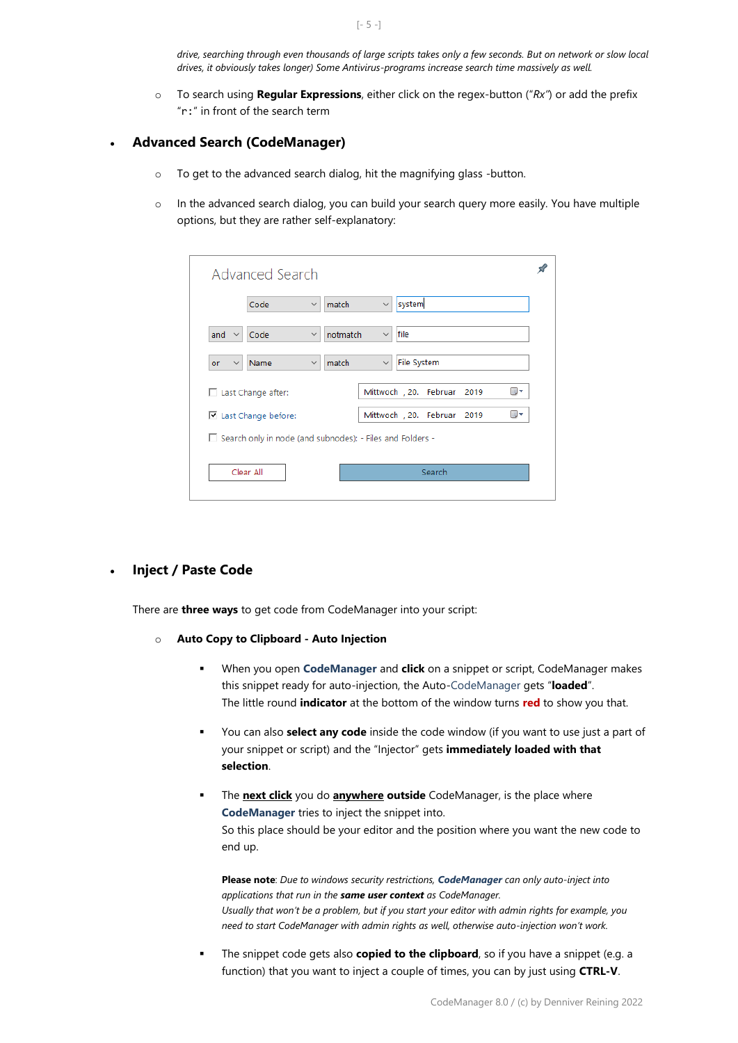*drive, searching through even thousands of large scripts takes only a few seconds. But on network or slow local drives, it obviously takes longer) Some Antivirus-programs increase search time massively as well.*

- To search using **Regular Expressions**, either click on the regex-button ("*Rx*") or add the prefix "`r:`" in front of the search term

- **Advanced Search (CodeManager)**
  - To get to the advanced search dialog, hit the magnifying glass -button.
  - In the advanced search dialog, you can build your search query more easily. You have multiple options, but they are rather self-explanatory:

- **Inject / Paste Code**

There are **three ways** to get code from CodeManager into your script:

- **Auto Copy to Clipboard - Auto Injection**
  - When you open **CodeManager** and **click** on a snippet or script, CodeManager makes this snippet ready for auto-injection, the Auto-CodeManager gets "**loaded**".
    The little round **indicator** at the bottom of the window turns **red** to show you that.
  - You can also **select any code** inside the code window (if you want to use just a part of your snippet or script) and the "Injector" gets **immediately loaded with that selection**.
  - The **next click** you do **anywhere outside** CodeManager, is the place where **CodeManager** tries to inject the snippet into.
    So this place should be your editor and the position where you want the new code to end up.

    **Please note**: *Due to windows security restrictions,* ***CodeManager*** *can only auto-inject into applications that run in the* ***same user context*** *as CodeManager.*
    *Usually that won't be a problem, but if you start your editor with admin rights for example, you need to start CodeManager with admin rights as well, otherwise auto-injection won't work.*
  - The snippet code gets also **copied to the clipboard**, so if you have a snippet (e.g. a function) that you want to inject a couple of times, you can by just using **CTRL-V**.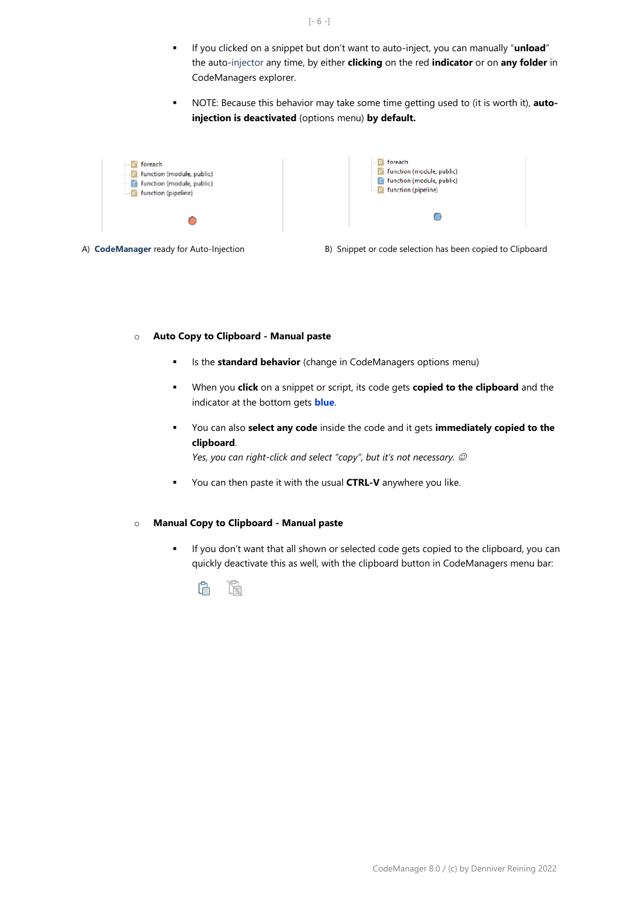- If you clicked on a snippet but don't want to auto-inject, you can manually "**unload**" the auto-injector any time, by either **clicking** on the red **indicator** or on **any folder** in CodeManagers explorer.

- NOTE: Because this behavior may take some time getting used to (it is worth it), **auto-injection is deactivated** (options menu) **by default.**

foreach
function (module, public)
function (module, public)
function (pipeline)

foreach
function (module, public)
function (module, public)
function (pipeline)

A) **CodeManager** ready for Auto-Injection

B) Snippet or code selection has been copied to Clipboard

- **Auto Copy to Clipboard - Manual paste**

  - Is the **standard behavior** (change in CodeManagers options menu)

  - When you **click** on a snippet or script, its code gets **copied to the clipboard** and the indicator at the bottom gets **blue**.

  - You can also **select any code** inside the code and it gets **immediately copied to the clipboard**.
    *Yes, you can right-click and select "copy", but it's not necessary.* ☺

  - You can then paste it with the usual **CTRL-V** anywhere you like.

- **Manual Copy to Clipboard - Manual paste**

  - If you don't want that all shown or selected code gets copied to the clipboard, you can quickly deactivate this as well, with the clipboard button in CodeManagers menu bar: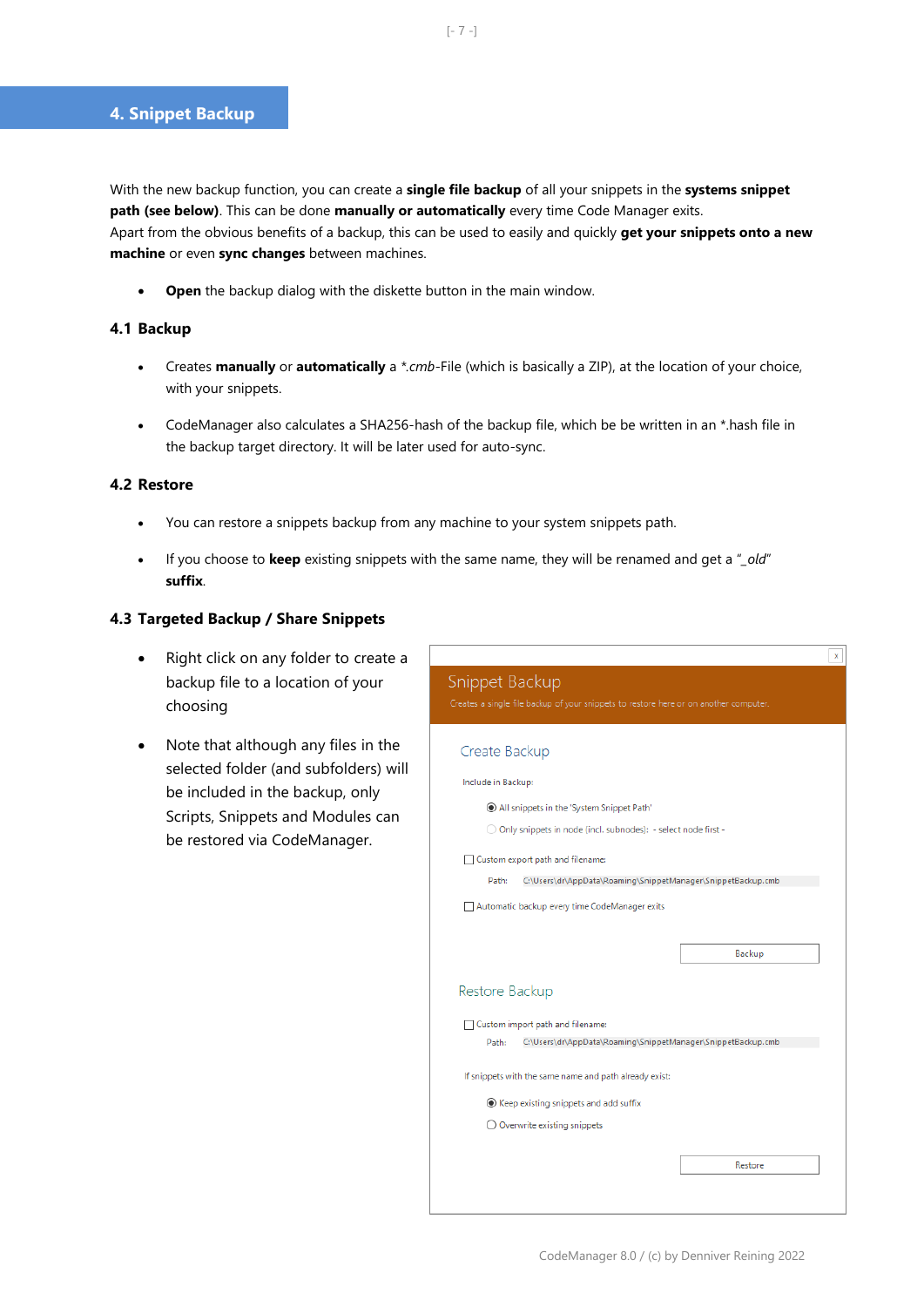# 4. Snippet Backup

With the new backup function, you can create a **single file backup** of all your snippets in the **systems snippet path (see below)**. This can be done **manually or automatically** every time Code Manager exits.
Apart from the obvious benefits of a backup, this can be used to easily and quickly **get your snippets onto a new machine** or even **sync changes** between machines.

- **Open** the backup dialog with the diskette button in the main window.

## 4.1 Backup

- Creates **manually** or **automatically** a **.cmb*-File (which is basically a ZIP), at the location of your choice, with your snippets.

- CodeManager also calculates a SHA256-hash of the backup file, which be be written in an *.hash file in the backup target directory. It will be later used for auto-sync.

## 4.2 Restore

- You can restore a snippets backup from any machine to your system snippets path.

- If you choose to **keep** existing snippets with the same name, they will be renamed and get a "*_old*" **suffix**.

## 4.3 Targeted Backup / Share Snippets

- Right click on any folder to create a backup file to a location of your choosing

- Note that although any files in the selected folder (and subfolders) will be included in the backup, only Scripts, Snippets and Modules can be restored via CodeManager.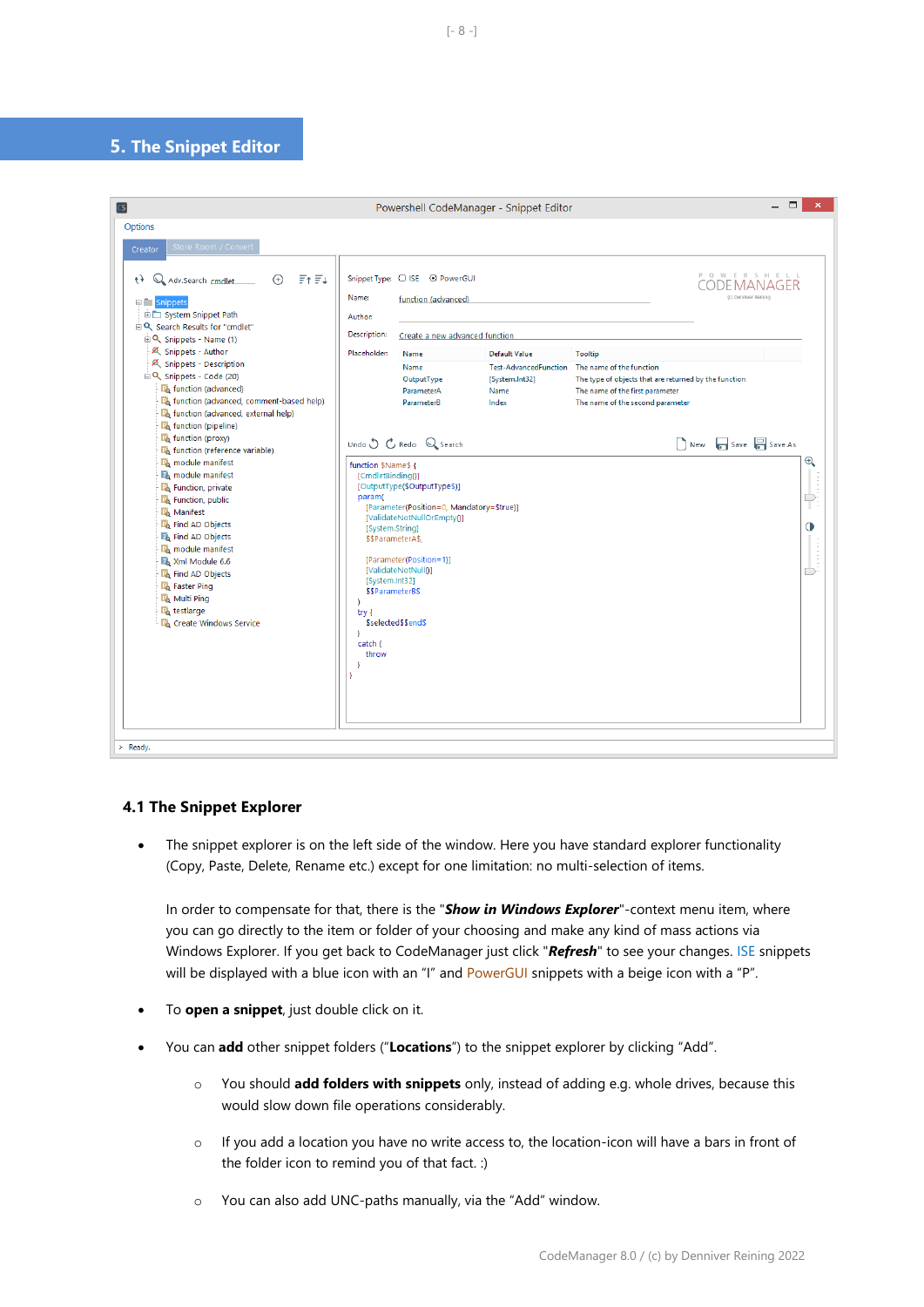## 5. The Snippet Editor

### 4.1 The Snippet Explorer

- The snippet explorer is on the left side of the window. Here you have standard explorer functionality (Copy, Paste, Delete, Rename etc.) except for one limitation: no multi-selection of items.

  In order to compensate for that, there is the "***Show in Windows Explorer***"-context menu item, where you can go directly to the item or folder of your choosing and make any kind of mass actions via Windows Explorer. If you get back to CodeManager just click "***Refresh***" to see your changes. ISE snippets will be displayed with a blue icon with an "I" and PowerGUI snippets with a beige icon with a "P".

- To **open a snippet**, just double click on it.

- You can **add** other snippet folders ("**Locations**") to the snippet explorer by clicking "Add".
  - You should **add folders with snippets** only, instead of adding e.g. whole drives, because this would slow down file operations considerably.
  - If you add a location you have no write access to, the location-icon will have a bars in front of the folder icon to remind you of that fact. :)
  - You can also add UNC-paths manually, via the "Add" window.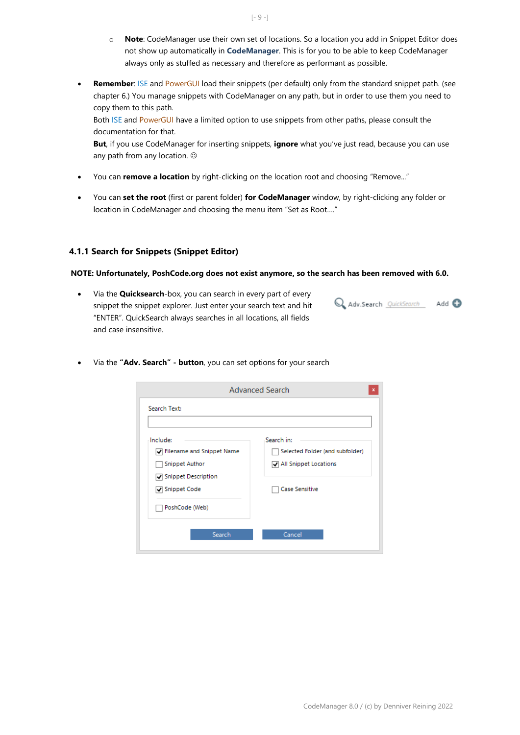- **Note**: CodeManager use their own set of locations. So a location you add in Snippet Editor does not show up automatically in **CodeManager**. This is for you to be able to keep CodeManager always only as stuffed as necessary and therefore as performant as possible.

- **Remember**: ISE and PowerGUI load their snippets (per default) only from the standard snippet path. (see chapter 6.) You manage snippets with CodeManager on any path, but in order to use them you need to copy them to this path.
  Both ISE and PowerGUI have a limited option to use snippets from other paths, please consult the documentation for that.
  **But**, if you use CodeManager for inserting snippets, **ignore** what you've just read, because you can use any path from any location. ☺

- You can **remove a location** by right-clicking on the location root and choosing "Remove..."

- You can **set the root** (first or parent folder) **for CodeManager** window, by right-clicking any folder or location in CodeManager and choosing the menu item "Set as Root...."

### 4.1.1 Search for Snippets (Snippet Editor)

**NOTE: Unfortunately, PoshCode.org does not exist anymore, so the search has been removed with 6.0.**

- Via the **Quicksearch**-box, you can search in every part of every snippet the snippet explorer. Just enter your search text and hit "ENTER". QuickSearch always searches in all locations, all fields and case insensitive.

- Via the **"Adv. Search" - button**, you can set options for your search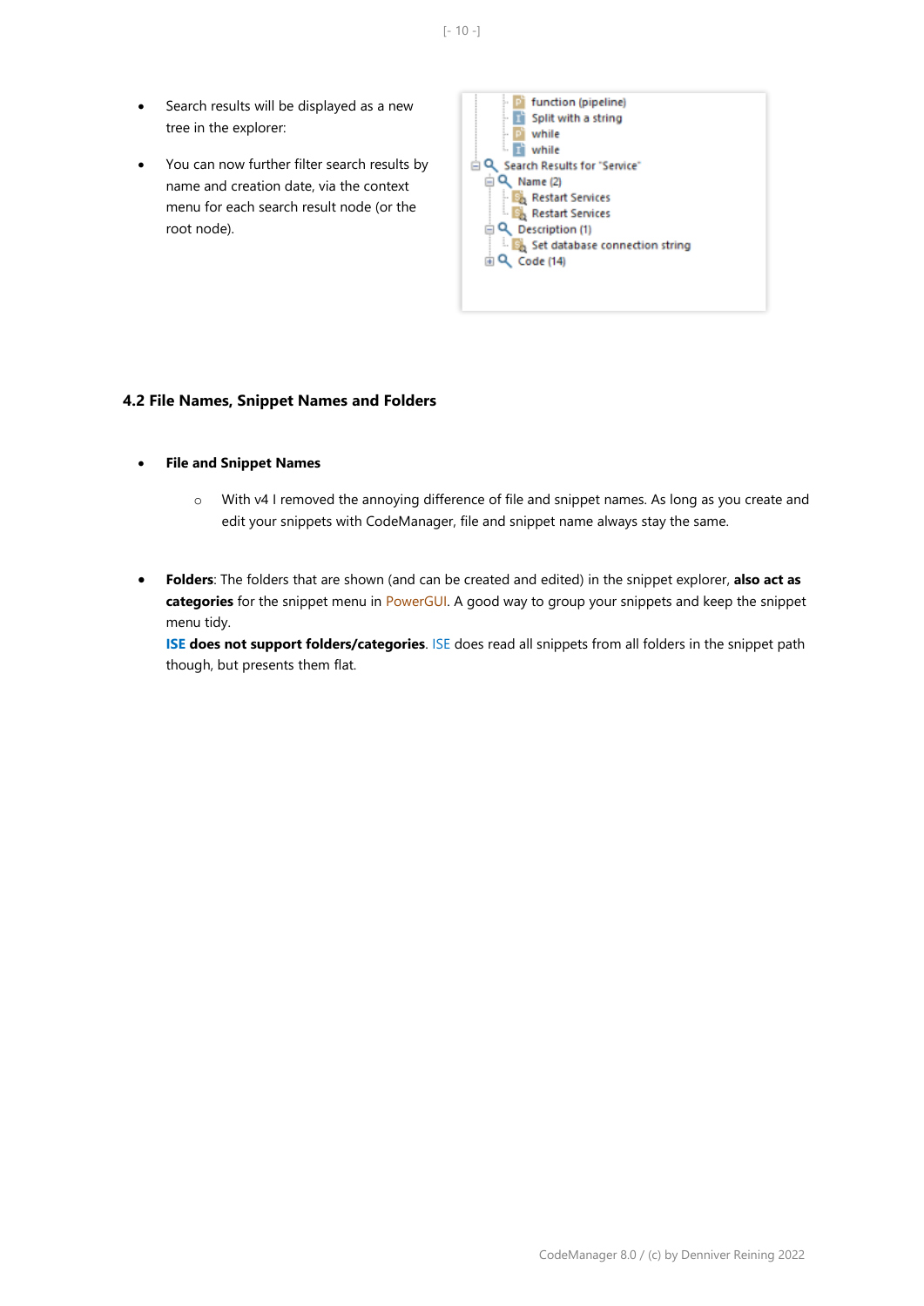- Search results will be displayed as a new tree in the explorer:
- You can now further filter search results by name and creation date, via the context menu for each search result node (or the root node).

### 4.2 File Names, Snippet Names and Folders

- **File and Snippet Names**
  - With v4 I removed the annoying difference of file and snippet names. As long as you create and edit your snippets with CodeManager, file and snippet name always stay the same.

- **Folders**: The folders that are shown (and can be created and edited) in the snippet explorer, **also act as categories** for the snippet menu in PowerGUI. A good way to group your snippets and keep the snippet menu tidy.
  **ISE does not support folders/categories**. ISE does read all snippets from all folders in the snippet path though, but presents them flat.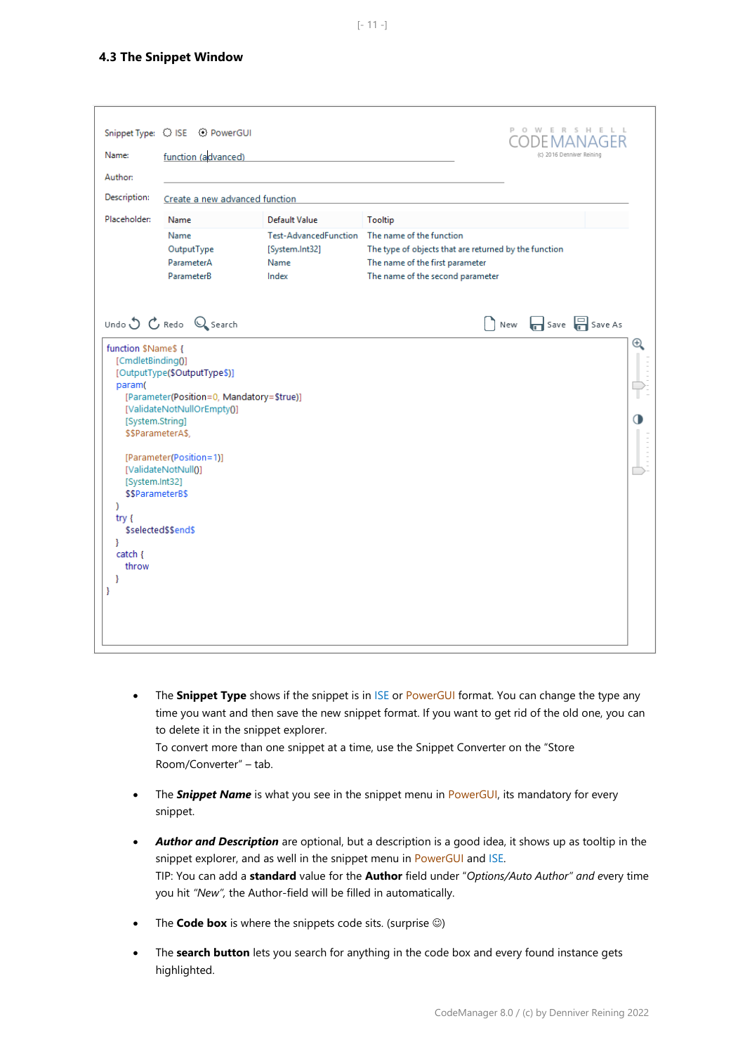### 4.3 The Snippet Window

Snippet Type: ○ ISE ⦿ PowerGUI

Name: function (advanced)

Author:

Description: Create a new advanced function

Placeholder:

| Name | Default Value | Tooltip |
|---|---|---|
| Name | Test-AdvancedFunction | The name of the function |
| OutputType | [System.Int32] | The type of objects that are returned by the function |
| ParameterA | Name | The name of the first parameter |
| ParameterB | Index | The name of the second parameter |

Undo Redo Search New Save Save As

```
function $Name$ {
  [CmdletBinding()]
  [OutputType($OutputType$)]
  param(
    [Parameter(Position=0, Mandatory=$true)]
    [ValidateNotNullOrEmpty()]
    [System.String]
    $$ParameterA$,

    [Parameter(Position=1)]
    [ValidateNotNull()]
    [System.Int32]
    $$ParameterB$
  )
  try {
    $selected$$end$
  }
  catch {
    throw
  }
}
```

- The **Snippet Type** shows if the snippet is in ISE or PowerGUI format. You can change the type any time you want and then save the new snippet format. If you want to get rid of the old one, you can to delete it in the snippet explorer.
  To convert more than one snippet at a time, use the Snippet Converter on the "Store Room/Converter" – tab.

- The ***Snippet Name*** is what you see in the snippet menu in PowerGUI, its mandatory for every snippet.

- ***Author and Description*** are optional, but a description is a good idea, it shows up as tooltip in the snippet explorer, and as well in the snippet menu in PowerGUI and ISE.
  TIP: You can add a **standard** value for the **Author** field under "*Options/Auto Author*" *and* every time you hit "*New*", the Author-field will be filled in automatically.

- The **Code box** is where the snippets code sits. (surprise ☺)

- The **search button** lets you search for anything in the code box and every found instance gets highlighted.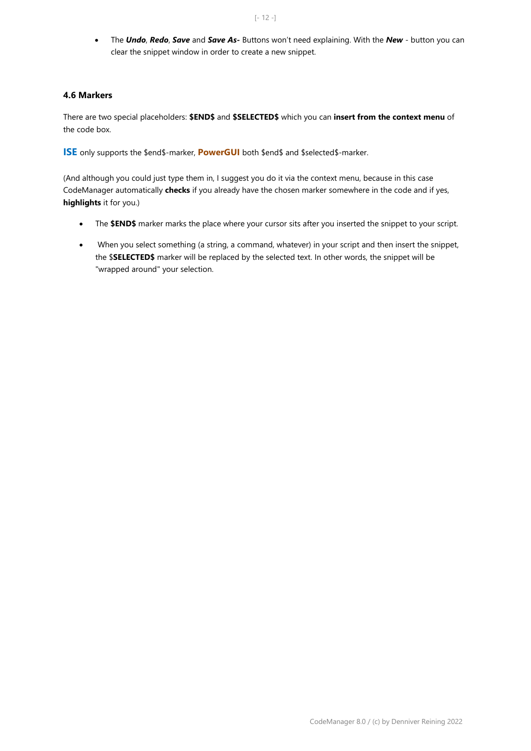- The ***Undo***, ***Redo***, ***Save*** and ***Save As-*** Buttons won't need explaining. With the ***New*** - button you can clear the snippet window in order to create a new snippet.

### 4.6 Markers

There are two special placeholders: **$END$** and **$SELECTED$** which you can **insert from the context menu** of the code box.

**ISE** only supports the $end$-marker, **PowerGUI** both $end$ and $selected$-marker.

(And although you could just type them in, I suggest you do it via the context menu, because in this case CodeManager automatically **checks** if you already have the chosen marker somewhere in the code and if yes, **highlights** it for you.)

- The **$END$** marker marks the place where your cursor sits after you inserted the snippet to your script.
- When you select something (a string, a command, whatever) in your script and then insert the snippet, the $**SELECTED$** marker will be replaced by the selected text. In other words, the snippet will be "wrapped around" your selection.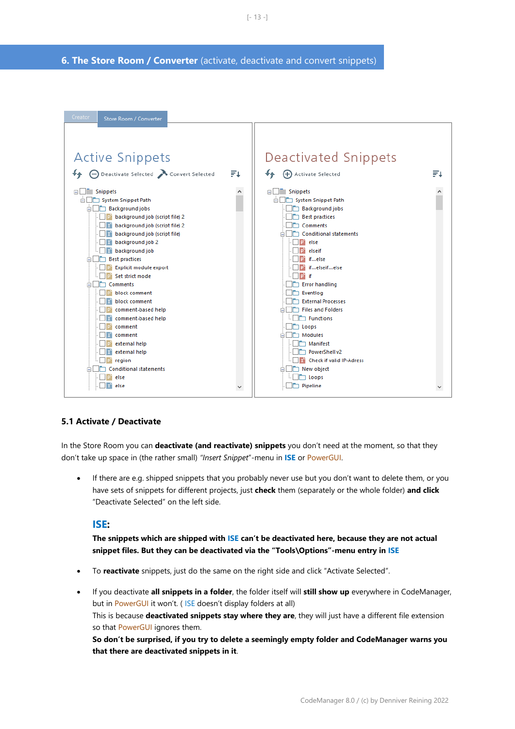## 6. The Store Room / Converter (activate, deactivate and convert snippets)

### 5.1 Activate / Deactivate

In the Store Room you can **deactivate (and reactivate) snippets** you don't need at the moment, so that they don't take up space in (the rather small) *"Insert Snippet"*-menu in **ISE** or PowerGUI.

- If there are e.g. shipped snippets that you probably never use but you don't want to delete them, or you have sets of snippets for different projects, just **check** them (separately or the whole folder) **and click** "Deactivate Selected" on the left side.

  **ISE:**
  **The snippets which are shipped with ISE can't be deactivated here, because they are not actual snippet files. But they can be deactivated via the "Tools\Options"-menu entry in ISE**

- To **reactivate** snippets, just do the same on the right side and click "Activate Selected".

- If you deactivate **all snippets in a folder**, the folder itself will **still show up** everywhere in CodeManager, but in PowerGUI it won't. ( ISE doesn't display folders at all)
  This is because **deactivated snippets stay where they are**, they will just have a different file extension so that PowerGUI ignores them.
  **So don't be surprised, if you try to delete a seemingly empty folder and CodeManager warns you that there are deactivated snippets in it**.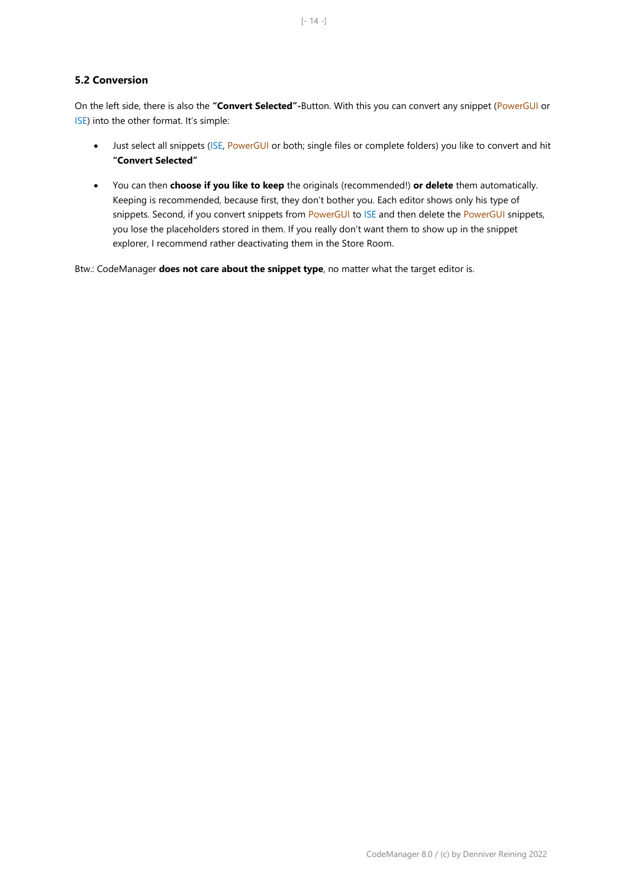### 5.2 Conversion

On the left side, there is also the **"Convert Selected"-**Button. With this you can convert any snippet (PowerGUI or ISE) into the other format. It's simple:

- Just select all snippets (ISE, PowerGUI or both; single files or complete folders) you like to convert and hit **"Convert Selected"**
- You can then **choose if you like to keep** the originals (recommended!) **or delete** them automatically. Keeping is recommended, because first, they don't bother you. Each editor shows only his type of snippets. Second, if you convert snippets from PowerGUI to ISE and then delete the PowerGUI snippets, you lose the placeholders stored in them. If you really don't want them to show up in the snippet explorer, I recommend rather deactivating them in the Store Room.

Btw.: CodeManager **does not care about the snippet type**, no matter what the target editor is.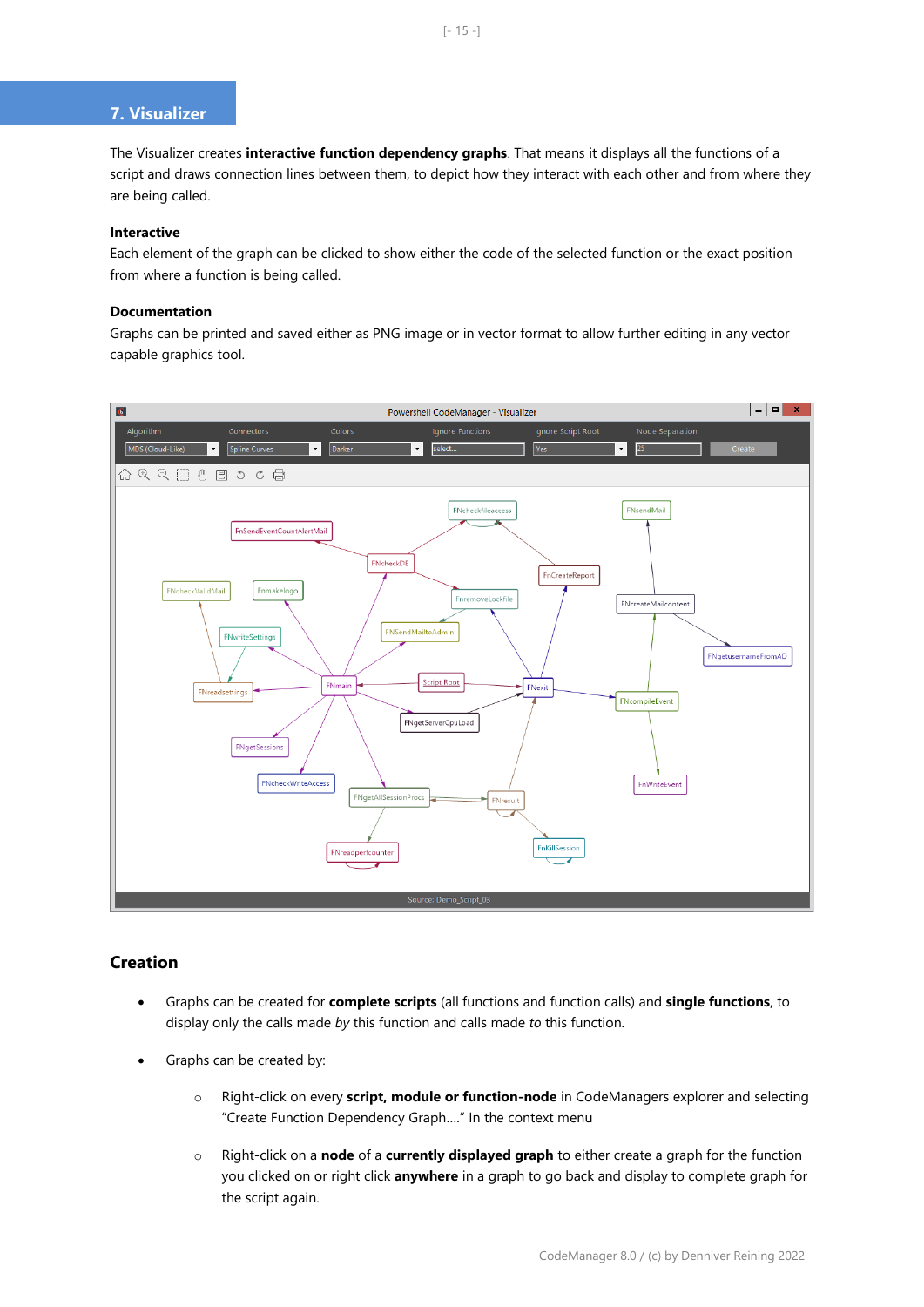# 7. Visualizer

The Visualizer creates **interactive function dependency graphs**. That means it displays all the functions of a script and draws connection lines between them, to depict how they interact with each other and from where they are being called.

**Interactive**
Each element of the graph can be clicked to show either the code of the selected function or the exact position from where a function is being called.

**Documentation**
Graphs can be printed and saved either as PNG image or in vector format to allow further editing in any vector capable graphics tool.

## Creation

- Graphs can be created for **complete scripts** (all functions and function calls) and **single functions**, to display only the calls made *by* this function and calls made *to* this function.
- Graphs can be created by:
  - Right-click on every **script, module or function-node** in CodeManagers explorer and selecting "Create Function Dependency Graph…." In the context menu
  - Right-click on a **node** of a **currently displayed graph** to either create a graph for the function you clicked on or right click **anywhere** in a graph to go back and display to complete graph for the script again.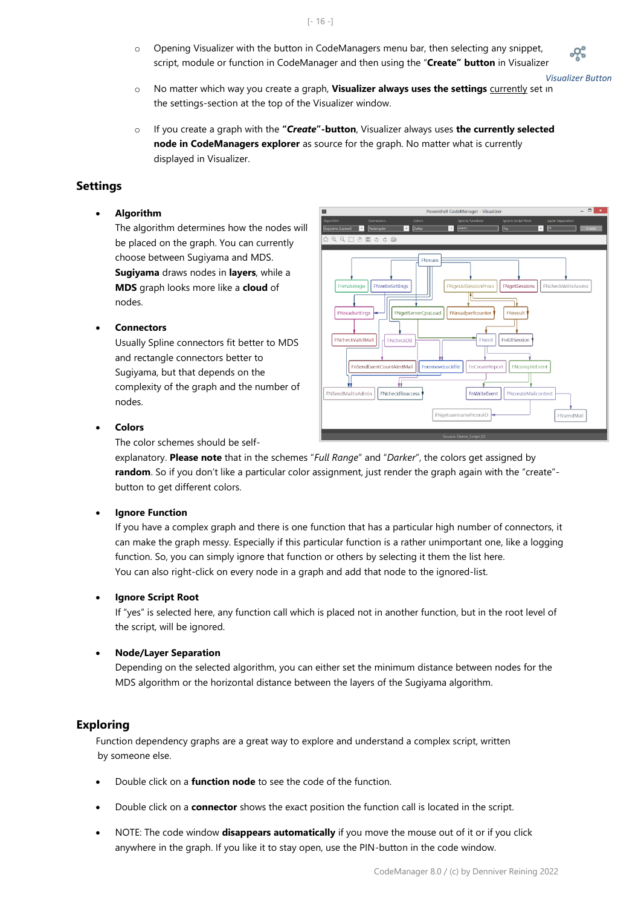- Opening Visualizer with the button in CodeManagers menu bar, then selecting any snippet, script, module or function in CodeManager and then using the "**Create" button** in Visualizer

*Visualizer Button*

- No matter which way you create a graph, **Visualizer always uses the settings** currently set in the settings-section at the top of the Visualizer window.
- If you create a graph with the **"*Create*"-button**, Visualizer always uses **the currently selected node in CodeManagers explorer** as source for the graph. No matter what is currently displayed in Visualizer.

## Settings

- **Algorithm**
  The algorithm determines how the nodes will be placed on the graph. You can currently choose between Sugiyama and MDS. **Sugiyama** draws nodes in **layers**, while a **MDS** graph looks more like a **cloud** of nodes.

- **Connectors**
  Usually Spline connectors fit better to MDS and rectangle connectors better to Sugiyama, but that depends on the complexity of the graph and the number of nodes.

- **Colors**
  The color schemes should be self-explanatory. **Please note** that in the schemes "*Full Range*" and "*Darker*", the colors get assigned by **random**. So if you don't like a particular color assignment, just render the graph again with the "create"-button to get different colors.

- **Ignore Function**
  If you have a complex graph and there is one function that has a particular high number of connectors, it can make the graph messy. Especially if this particular function is a rather unimportant one, like a logging function. So, you can simply ignore that function or others by selecting it them the list here.
  You can also right-click on every node in a graph and add that node to the ignored-list.

- **Ignore Script Root**
  If "yes" is selected here, any function call which is placed not in another function, but in the root level of the script, will be ignored.

- **Node/Layer Separation**
  Depending on the selected algorithm, you can either set the minimum distance between nodes for the MDS algorithm or the horizontal distance between the layers of the Sugiyama algorithm.

## Exploring

Function dependency graphs are a great way to explore and understand a complex script, written by someone else.

- Double click on a **function node** to see the code of the function.
- Double click on a **connector** shows the exact position the function call is located in the script.
- NOTE: The code window **disappears automatically** if you move the mouse out of it or if you click anywhere in the graph. If you like it to stay open, use the PIN-button in the code window.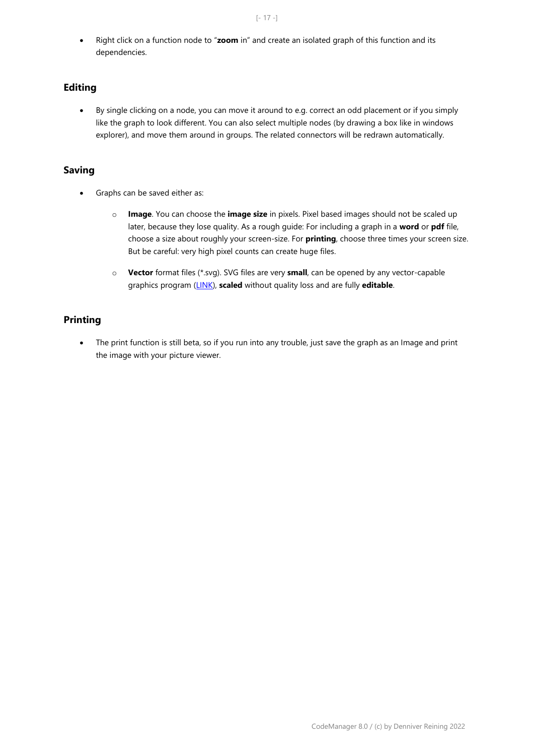- Right click on a function node to "**zoom** in" and create an isolated graph of this function and its dependencies.

## Editing

- By single clicking on a node, you can move it around to e.g. correct an odd placement or if you simply like the graph to look different. You can also select multiple nodes (by drawing a box like in windows explorer), and move them around in groups. The related connectors will be redrawn automatically.

## Saving

- Graphs can be saved either as:
  - **Image**. You can choose the **image size** in pixels. Pixel based images should not be scaled up later, because they lose quality. As a rough guide: For including a graph in a **word** or **pdf** file, choose a size about roughly your screen-size. For **printing**, choose three times your screen size. But be careful: very high pixel counts can create huge files.
  - **Vector** format files (*.svg). SVG files are very **small**, can be opened by any vector-capable graphics program (LINK), **scaled** without quality loss and are fully **editable**.

## Printing

- The print function is still beta, so if you run into any trouble, just save the graph as an Image and print the image with your picture viewer.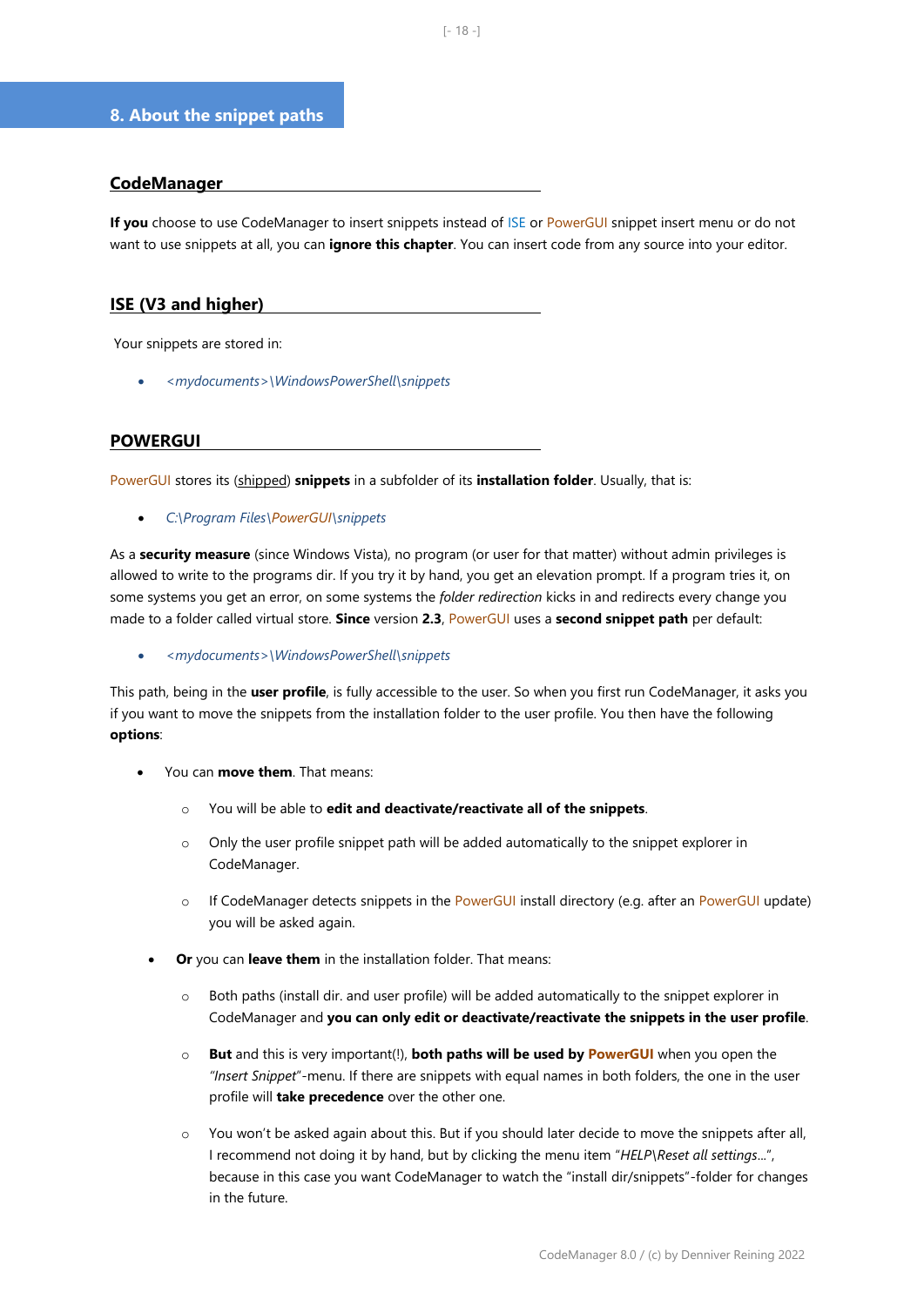## 8. About the snippet paths

### CodeManager

**If you** choose to use CodeManager to insert snippets instead of ISE or PowerGUI snippet insert menu or do not want to use snippets at all, you can **ignore this chapter**. You can insert code from any source into your editor.

### ISE (V3 and higher)

Your snippets are stored in:

- *<mydocuments>\WindowsPowerShell\snippets*

### POWERGUI

PowerGUI stores its (shipped) **snippets** in a subfolder of its **installation folder**. Usually, that is:

- *C:\Program Files\PowerGUI\snippets*

As a **security measure** (since Windows Vista), no program (or user for that matter) without admin privileges is allowed to write to the programs dir. If you try it by hand, you get an elevation prompt. If a program tries it, on some systems you get an error, on some systems the *folder redirection* kicks in and redirects every change you made to a folder called virtual store. **Since** version **2.3**, PowerGUI uses a **second snippet path** per default:

- *<mydocuments>\WindowsPowerShell\snippets*

This path, being in the **user profile**, is fully accessible to the user. So when you first run CodeManager, it asks you if you want to move the snippets from the installation folder to the user profile. You then have the following **options**:

- You can **move them**. That means:
  - You will be able to **edit and deactivate/reactivate all of the snippets**.
  - Only the user profile snippet path will be added automatically to the snippet explorer in CodeManager.
  - If CodeManager detects snippets in the PowerGUI install directory (e.g. after an PowerGUI update) you will be asked again.
- **Or** you can **leave them** in the installation folder. That means:
  - Both paths (install dir. and user profile) will be added automatically to the snippet explorer in CodeManager and **you can only edit or deactivate/reactivate the snippets in the user profile**.
  - **But** and this is very important(!), **both paths will be used by PowerGUI** when you open the *"Insert Snippet"*-menu. If there are snippets with equal names in both folders, the one in the user profile will **take precedence** over the other one.
  - You won't be asked again about this. But if you should later decide to move the snippets after all, I recommend not doing it by hand, but by clicking the menu item "*HELP\Reset all settings…*", because in this case you want CodeManager to watch the "install dir/snippets"-folder for changes in the future.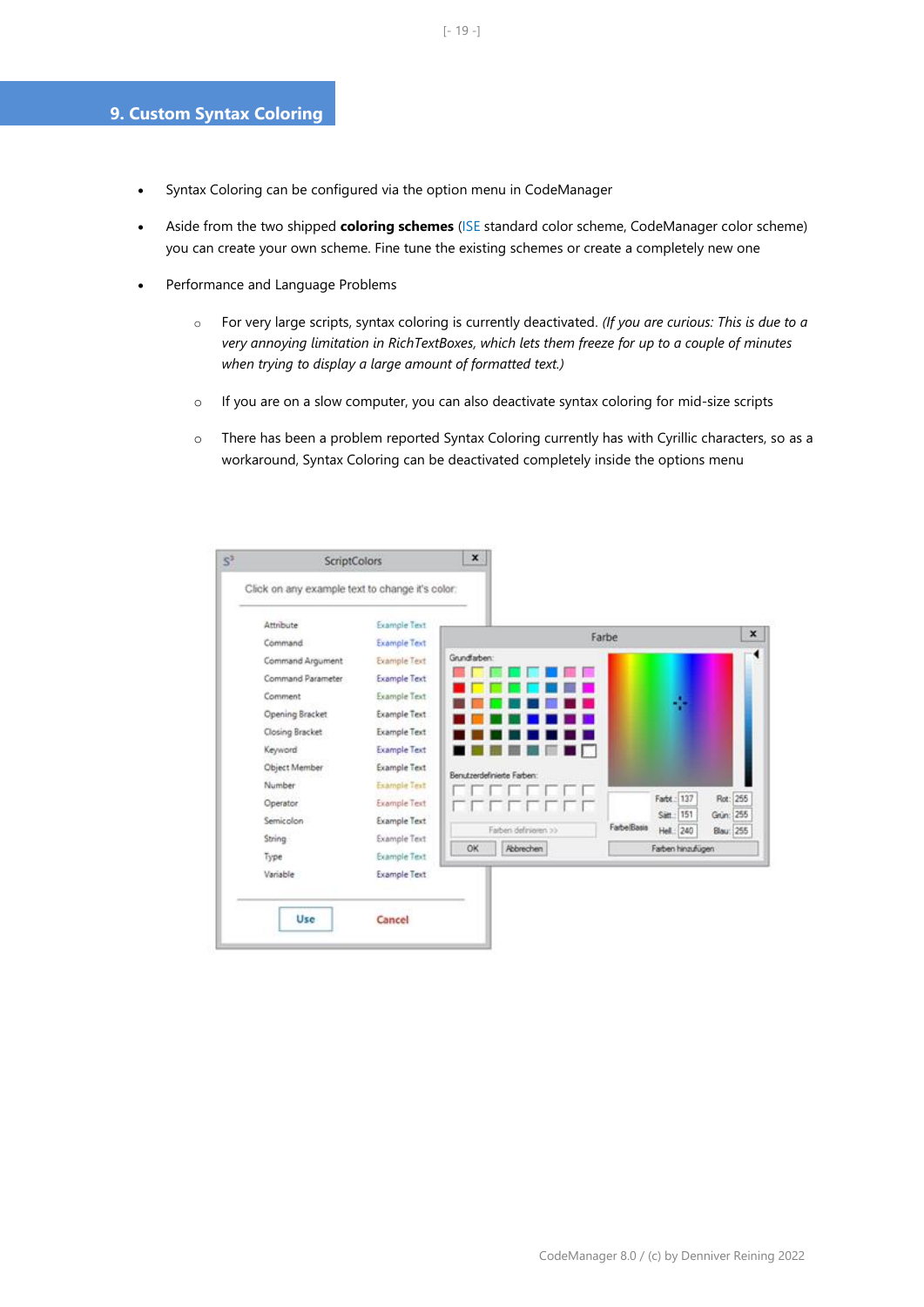# 9. Custom Syntax Coloring

- Syntax Coloring can be configured via the option menu in CodeManager
- Aside from the two shipped **coloring schemes** (ISE standard color scheme, CodeManager color scheme) you can create your own scheme. Fine tune the existing schemes or create a completely new one
- Performance and Language Problems
  - For very large scripts, syntax coloring is currently deactivated. *(If you are curious: This is due to a very annoying limitation in RichTextBoxes, which lets them freeze for up to a couple of minutes when trying to display a large amount of formatted text.)*
  - If you are on a slow computer, you can also deactivate syntax coloring for mid-size scripts
  - There has been a problem reported Syntax Coloring currently has with Cyrillic characters, so as a workaround, Syntax Coloring can be deactivated completely inside the options menu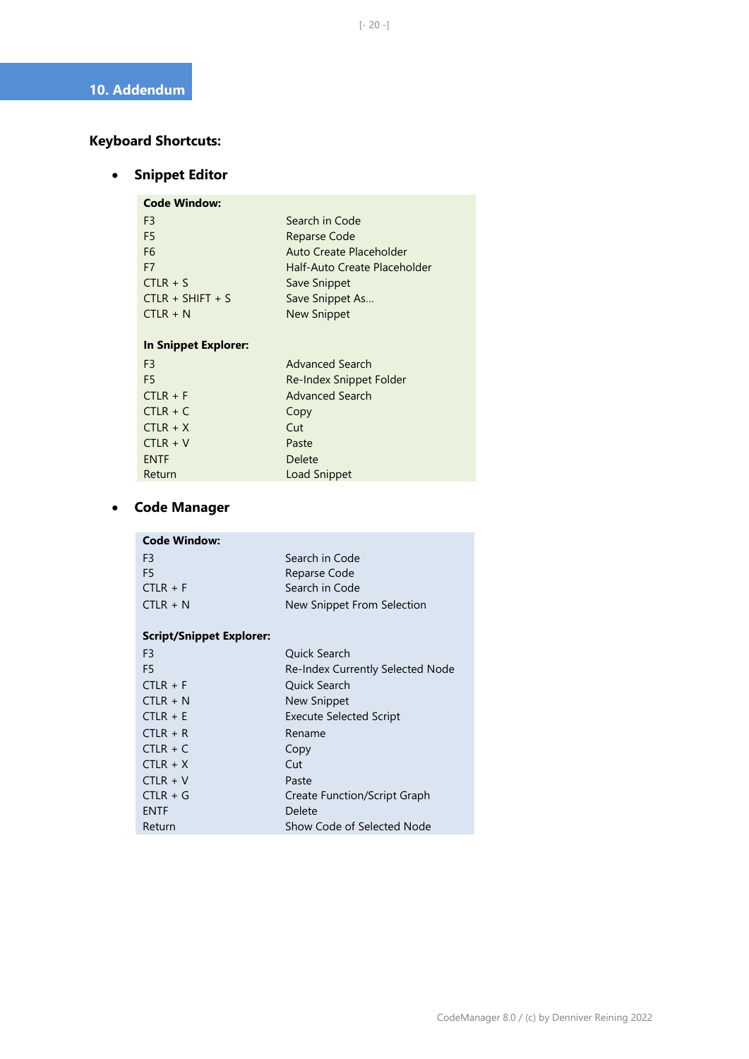## 10. Addendum

### Keyboard Shortcuts:

- **Snippet Editor**

| | |
|---|---|
| **Code Window:** | |
| F3 | Search in Code |
| F5 | Reparse Code |
| F6 | Auto Create Placeholder |
| F7 | Half-Auto Create Placeholder |
| CTLR + S | Save Snippet |
| CTLR + SHIFT + S | Save Snippet As… |
| CTLR + N | New Snippet |
| | |
| **In Snippet Explorer:** | |
| F3 | Advanced Search |
| F5 | Re-Index Snippet Folder |
| CTLR + F | Advanced Search |
| CTLR + C | Copy |
| CTLR + X | Cut |
| CTLR + V | Paste |
| ENTF | Delete |
| Return | Load Snippet |

- **Code Manager**

| | |
|---|---|
| **Code Window:** | |
| F3 | Search in Code |
| F5 | Reparse Code |
| CTLR + F | Search in Code |
| CTLR + N | New Snippet From Selection |
| | |
| **Script/Snippet Explorer:** | |
| F3 | Quick Search |
| F5 | Re-Index Currently Selected Node |
| CTLR + F | Quick Search |
| CTLR + N | New Snippet |
| CTLR + E | Execute Selected Script |
| CTLR + R | Rename |
| CTLR + C | Copy |
| CTLR + X | Cut |
| CTLR + V | Paste |
| CTLR + G | Create Function/Script Graph |
| ENTF | Delete |
| Return | Show Code of Selected Node |